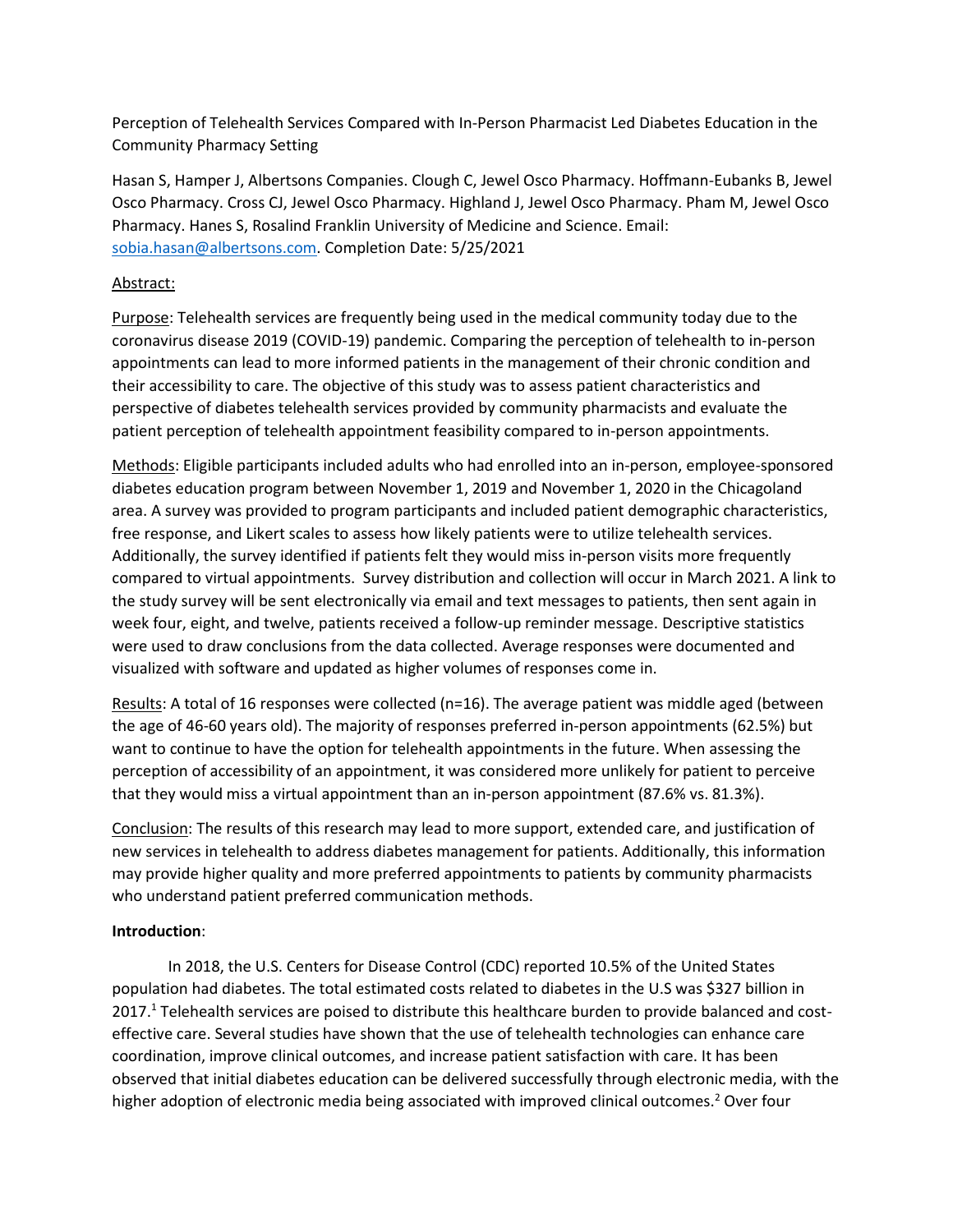Perception of Telehealth Services Compared with In-Person Pharmacist Led Diabetes Education in the Community Pharmacy Setting

Hasan S, Hamper J, Albertsons Companies. Clough C, Jewel Osco Pharmacy. Hoffmann-Eubanks B, Jewel Osco Pharmacy. Cross CJ, Jewel Osco Pharmacy. Highland J, Jewel Osco Pharmacy. Pham M, Jewel Osco Pharmacy. Hanes S, Rosalind Franklin University of Medicine and Science. Email: sobia.hasan@albertsons.com. Completion Date: 5/25/2021

Abstract:

Purpose: Telehealth services are frequently being used in the medical community today due to the coronavirus disease 2019 (COVID-19) pandemic. Comparing the perception of telehealth to in-person appointments can lead to more informed patients in the management of their chronic condition and their accessibility to care. The objective of this study was to assess patient characteristics and perspective of diabetes telehealth services provided by community pharmacists and evaluate the patient perception of telehealth appointment feasibility compared to in-person appointments.

Methods: Eligible participants included adults who had enrolled into an in-person, employee-sponsored diabetes education program between November 1, 2019 and November 1, 2020 in the Chicagoland area. A survey was provided to program participants and included patient demographic characteristics, free response, and Likert scales to assess how likely patients were to utilize telehealth services. Additionally, the survey identified if patients felt they would miss in-person visits more frequently compared to virtual appointments. Survey distribution and collection will occur in March 2021. A link to the study survey will be sent electronically via email and text messages to patients, then sent again in week four, eight, and twelve, patients received a follow-up reminder message. Descriptive statistics were used to draw conclusions from the data collected. Average responses were documented and visualized with software and updated as higher volumes of responses come in.

Results: A total of 16 responses were collected (n=16). The average patient was middle aged (between the age of 46-60 years old). The majority of responses preferred in-person appointments (62.5%) but want to continue to have the option for telehealth appointments in the future. When assessing the perception of accessibility of an appointment, it was considered more unlikely for patient to perceive that they would miss a virtual appointment than an in-person appointment (87.6% vs. 81.3%).

Conclusion: The results of this research may lead to more support, extended care, and justification of new services in telehealth to address diabetes management for patients. Additionally, this information may provide higher quality and more preferred appointments to patients by community pharmacists who understand patient preferred communication methods.

**Introduction**:

In 2018, the U.S. Centers for Disease Control (CDC) reported 10.5% of the United States population had diabetes. The total estimated costs related to diabetes in the U.S was $327 billion in 2017.[1] Telehealth services are poised to distribute this healthcare burden to provide balanced and cost-effective care. Several studies have shown that the use of telehealth technologies can enhance care coordination, improve clinical outcomes, and increase patient satisfaction with care. It has been observed that initial diabetes education can be delivered successfully through electronic media, with the higher adoption of electronic media being associated with improved clinical outcomes.[2] Over four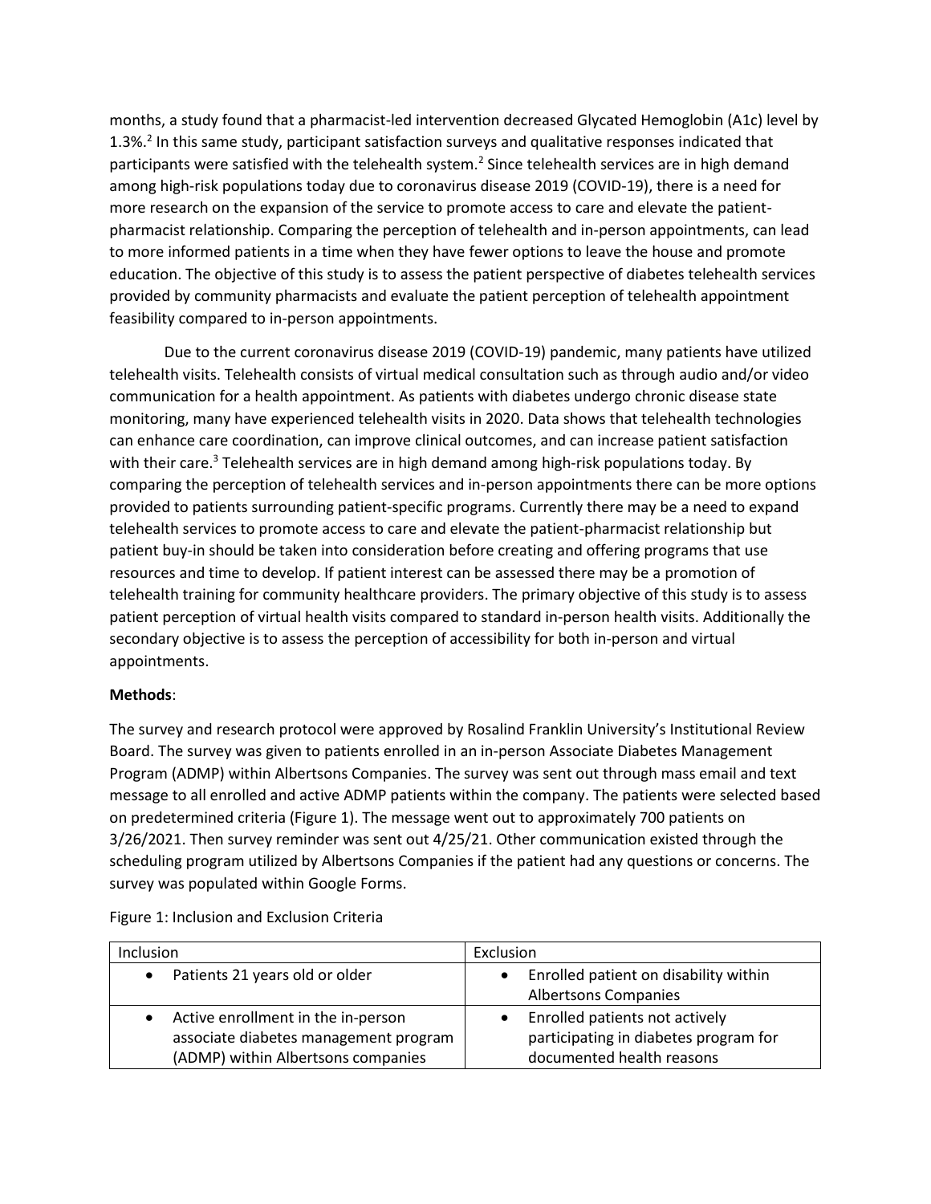months, a study found that a pharmacist-led intervention decreased Glycated Hemoglobin (A1c) level by 1.3%.[2] In this same study, participant satisfaction surveys and qualitative responses indicated that participants were satisfied with the telehealth system.[2] Since telehealth services are in high demand among high-risk populations today due to coronavirus disease 2019 (COVID-19), there is a need for more research on the expansion of the service to promote access to care and elevate the patient-pharmacist relationship. Comparing the perception of telehealth and in-person appointments, can lead to more informed patients in a time when they have fewer options to leave the house and promote education. The objective of this study is to assess the patient perspective of diabetes telehealth services provided by community pharmacists and evaluate the patient perception of telehealth appointment feasibility compared to in-person appointments.

Due to the current coronavirus disease 2019 (COVID-19) pandemic, many patients have utilized telehealth visits. Telehealth consists of virtual medical consultation such as through audio and/or video communication for a health appointment. As patients with diabetes undergo chronic disease state monitoring, many have experienced telehealth visits in 2020. Data shows that telehealth technologies can enhance care coordination, can improve clinical outcomes, and can increase patient satisfaction with their care.[3] Telehealth services are in high demand among high-risk populations today. By comparing the perception of telehealth services and in-person appointments there can be more options provided to patients surrounding patient-specific programs. Currently there may be a need to expand telehealth services to promote access to care and elevate the patient-pharmacist relationship but patient buy-in should be taken into consideration before creating and offering programs that use resources and time to develop. If patient interest can be assessed there may be a promotion of telehealth training for community healthcare providers. The primary objective of this study is to assess patient perception of virtual health visits compared to standard in-person health visits. Additionally the secondary objective is to assess the perception of accessibility for both in-person and virtual appointments.

**Methods**:

The survey and research protocol were approved by Rosalind Franklin University's Institutional Review Board. The survey was given to patients enrolled in an in-person Associate Diabetes Management Program (ADMP) within Albertsons Companies. The survey was sent out through mass email and text message to all enrolled and active ADMP patients within the company. The patients were selected based on predetermined criteria (Figure 1). The message went out to approximately 700 patients on 3/26/2021. Then survey reminder was sent out 4/25/21. Other communication existed through the scheduling program utilized by Albertsons Companies if the patient had any questions or concerns. The survey was populated within Google Forms.

Figure 1: Inclusion and Exclusion Criteria

| Inclusion | Exclusion |
|---|---|
| • Patients 21 years old or older | • Enrolled patient on disability within Albertsons Companies |
| • Active enrollment in the in-person associate diabetes management program (ADMP) within Albertsons companies | • Enrolled patients not actively participating in diabetes program for documented health reasons |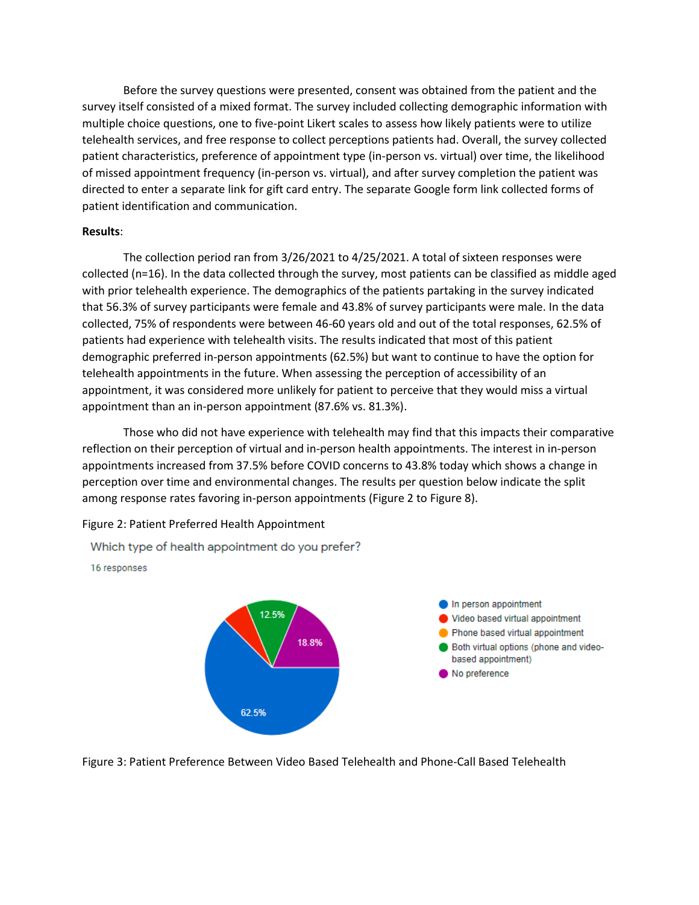Before the survey questions were presented, consent was obtained from the patient and the survey itself consisted of a mixed format. The survey included collecting demographic information with multiple choice questions, one to five-point Likert scales to assess how likely patients were to utilize telehealth services, and free response to collect perceptions patients had. Overall, the survey collected patient characteristics, preference of appointment type (in-person vs. virtual) over time, the likelihood of missed appointment frequency (in-person vs. virtual), and after survey completion the patient was directed to enter a separate link for gift card entry. The separate Google form link collected forms of patient identification and communication.

**Results**:

The collection period ran from 3/26/2021 to 4/25/2021. A total of sixteen responses were collected (n=16). In the data collected through the survey, most patients can be classified as middle aged with prior telehealth experience. The demographics of the patients partaking in the survey indicated that 56.3% of survey participants were female and 43.8% of survey participants were male. In the data collected, 75% of respondents were between 46-60 years old and out of the total responses, 62.5% of patients had experience with telehealth visits. The results indicated that most of this patient demographic preferred in-person appointments (62.5%) but want to continue to have the option for telehealth appointments in the future. When assessing the perception of accessibility of an appointment, it was considered more unlikely for patient to perceive that they would miss a virtual appointment than an in-person appointment (87.6% vs. 81.3%).

Those who did not have experience with telehealth may find that this impacts their comparative reflection on their perception of virtual and in-person health appointments. The interest in in-person appointments increased from 37.5% before COVID concerns to 43.8% today which shows a change in perception over time and environmental changes. The results per question below indicate the split among response rates favoring in-person appointments (Figure 2 to Figure 8).

Figure 2: Patient Preferred Health Appointment

Which type of health appointment do you prefer?

16 responses

- In person appointment: 62.5%
- Video based virtual appointment
- Phone based virtual appointment
- Both virtual options (phone and video-based appointment): 12.5%
- No preference: 18.8%

Figure 3: Patient Preference Between Video Based Telehealth and Phone-Call Based Telehealth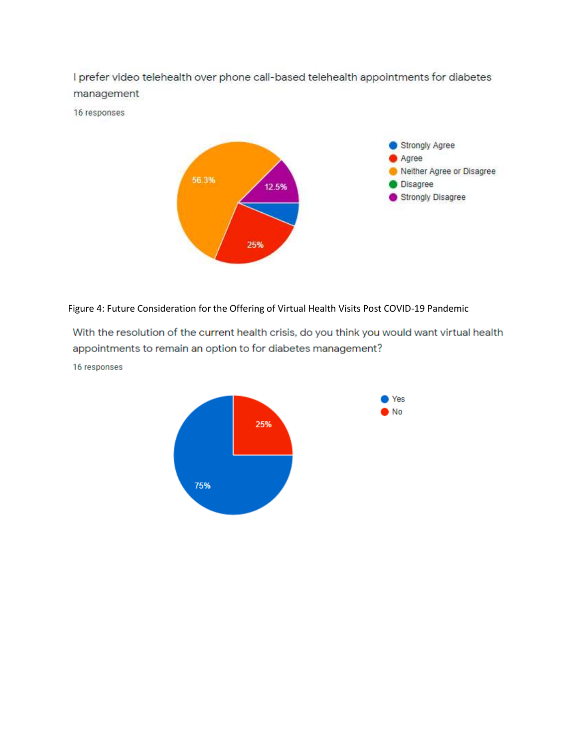I prefer video telehealth over phone call-based telehealth appointments for diabetes management

16 responses

| Response | Percentage |
|---|---|
| Strongly Agree | |
| Agree | 25% |
| Neither Agree or Disagree | 56.3% |
| Disagree | |
| Strongly Disagree | 12.5% |

Figure 4: Future Consideration for the Offering of Virtual Health Visits Post COVID-19 Pandemic

With the resolution of the current health crisis, do you think you would want virtual health appointments to remain an option to for diabetes management?

16 responses

| Response | Percentage |
|---|---|
| Yes | 75% |
| No | 25% |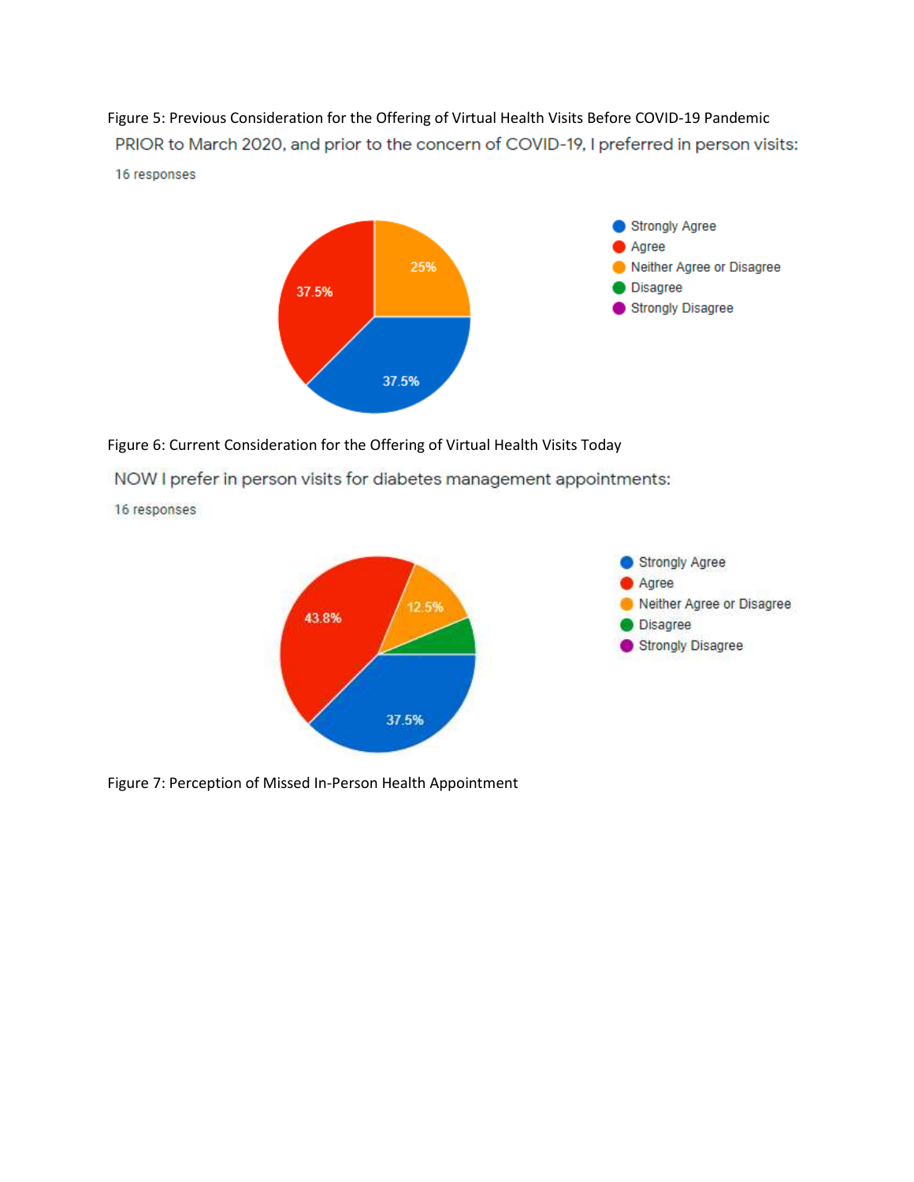Figure 5: Previous Consideration for the Offering of Virtual Health Visits Before COVID-19 Pandemic

PRIOR to March 2020, and prior to the concern of COVID-19, I preferred in person visits:

16 responses

- Strongly Agree
- Agree
- Neither Agree or Disagree
- Disagree
- Strongly Disagree

37.5% 25% 37.5%

Figure 6: Current Consideration for the Offering of Virtual Health Visits Today

NOW I prefer in person visits for diabetes management appointments:

16 responses

- Strongly Agree
- Agree
- Neither Agree or Disagree
- Disagree
- Strongly Disagree

43.8% 12.5% 37.5%

Figure 7: Perception of Missed In-Person Health Appointment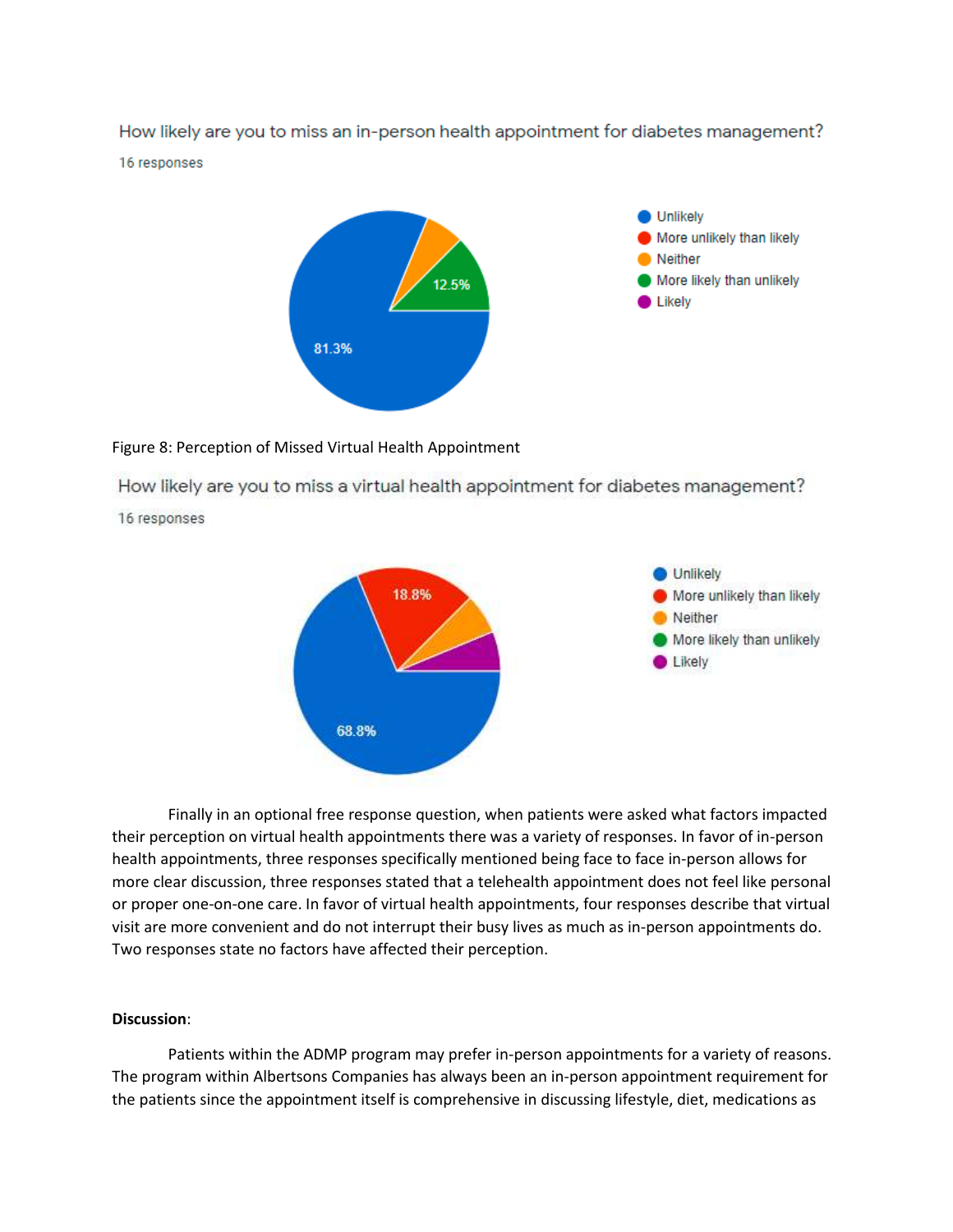How likely are you to miss an in-person health appointment for diabetes management?

16 responses

- Unlikely: 81.3%
- More unlikely than likely
- Neither
- More likely than unlikely: 12.5%
- Likely

Figure 8: Perception of Missed Virtual Health Appointment

How likely are you to miss a virtual health appointment for diabetes management?

16 responses

- Unlikely: 68.8%
- More unlikely than likely: 18.8%
- Neither
- More likely than unlikely
- Likely

Finally in an optional free response question, when patients were asked what factors impacted their perception on virtual health appointments there was a variety of responses. In favor of in-person health appointments, three responses specifically mentioned being face to face in-person allows for more clear discussion, three responses stated that a telehealth appointment does not feel like personal or proper one-on-one care. In favor of virtual health appointments, four responses describe that virtual visit are more convenient and do not interrupt their busy lives as much as in-person appointments do. Two responses state no factors have affected their perception.

**Discussion**:

Patients within the ADMP program may prefer in-person appointments for a variety of reasons. The program within Albertsons Companies has always been an in-person appointment requirement for the patients since the appointment itself is comprehensive in discussing lifestyle, diet, medications as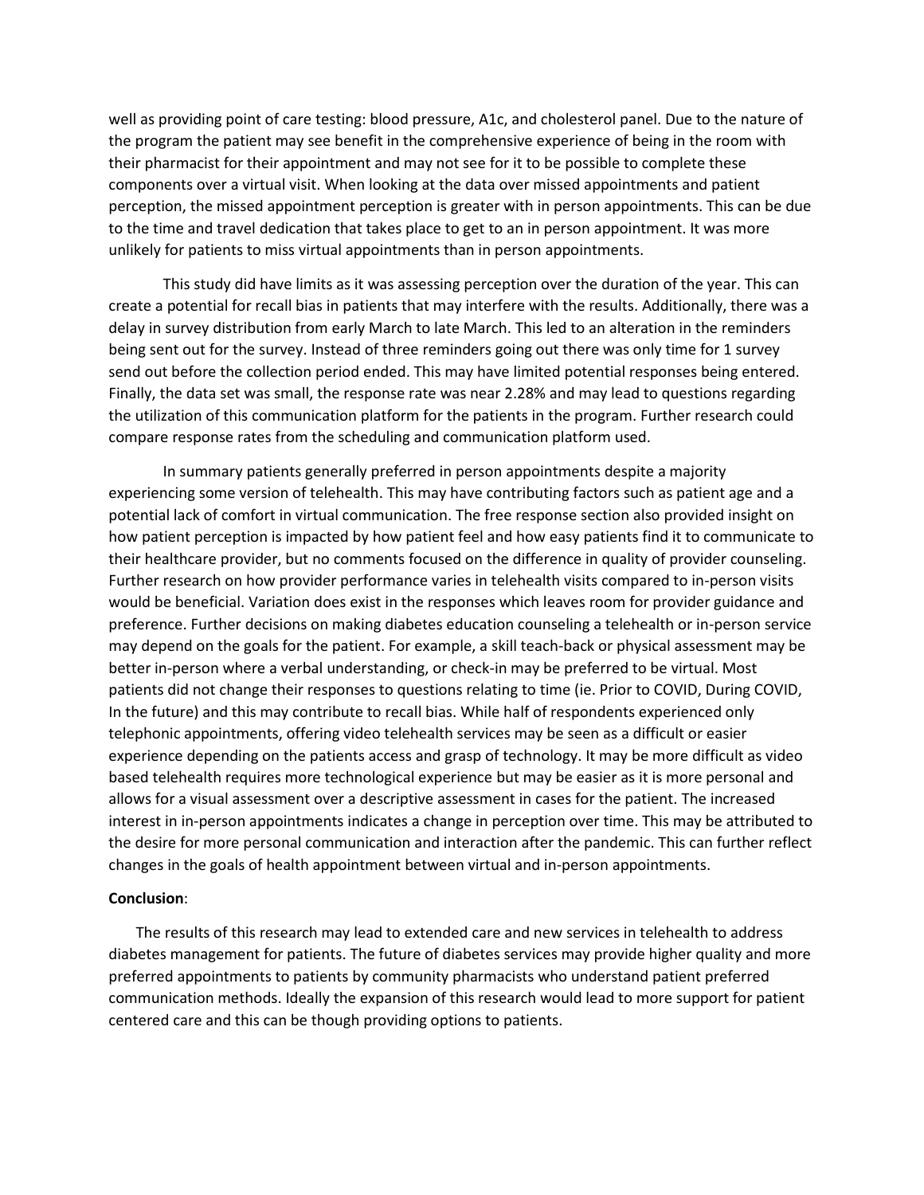well as providing point of care testing: blood pressure, A1c, and cholesterol panel. Due to the nature of the program the patient may see benefit in the comprehensive experience of being in the room with their pharmacist for their appointment and may not see for it to be possible to complete these components over a virtual visit. When looking at the data over missed appointments and patient perception, the missed appointment perception is greater with in person appointments. This can be due to the time and travel dedication that takes place to get to an in person appointment. It was more unlikely for patients to miss virtual appointments than in person appointments.

This study did have limits as it was assessing perception over the duration of the year. This can create a potential for recall bias in patients that may interfere with the results. Additionally, there was a delay in survey distribution from early March to late March. This led to an alteration in the reminders being sent out for the survey. Instead of three reminders going out there was only time for 1 survey send out before the collection period ended. This may have limited potential responses being entered. Finally, the data set was small, the response rate was near 2.28% and may lead to questions regarding the utilization of this communication platform for the patients in the program. Further research could compare response rates from the scheduling and communication platform used.

In summary patients generally preferred in person appointments despite a majority experiencing some version of telehealth. This may have contributing factors such as patient age and a potential lack of comfort in virtual communication. The free response section also provided insight on how patient perception is impacted by how patient feel and how easy patients find it to communicate to their healthcare provider, but no comments focused on the difference in quality of provider counseling. Further research on how provider performance varies in telehealth visits compared to in-person visits would be beneficial. Variation does exist in the responses which leaves room for provider guidance and preference. Further decisions on making diabetes education counseling a telehealth or in-person service may depend on the goals for the patient. For example, a skill teach-back or physical assessment may be better in-person where a verbal understanding, or check-in may be preferred to be virtual. Most patients did not change their responses to questions relating to time (ie. Prior to COVID, During COVID, In the future) and this may contribute to recall bias. While half of respondents experienced only telephonic appointments, offering video telehealth services may be seen as a difficult or easier experience depending on the patients access and grasp of technology. It may be more difficult as video based telehealth requires more technological experience but may be easier as it is more personal and allows for a visual assessment over a descriptive assessment in cases for the patient. The increased interest in in-person appointments indicates a change in perception over time. This may be attributed to the desire for more personal communication and interaction after the pandemic. This can further reflect changes in the goals of health appointment between virtual and in-person appointments.

**Conclusion**:

The results of this research may lead to extended care and new services in telehealth to address diabetes management for patients. The future of diabetes services may provide higher quality and more preferred appointments to patients by community pharmacists who understand patient preferred communication methods. Ideally the expansion of this research would lead to more support for patient centered care and this can be though providing options to patients.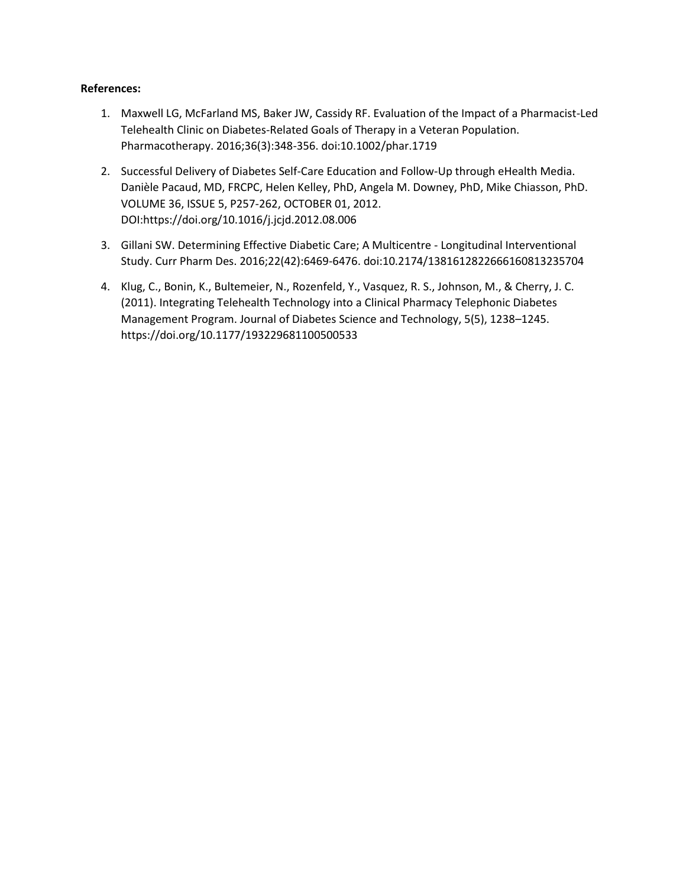**References:**

1. Maxwell LG, McFarland MS, Baker JW, Cassidy RF. Evaluation of the Impact of a Pharmacist-Led Telehealth Clinic on Diabetes-Related Goals of Therapy in a Veteran Population. Pharmacotherapy. 2016;36(3):348-356. doi:10.1002/phar.1719

2. Successful Delivery of Diabetes Self-Care Education and Follow-Up through eHealth Media. Danièle Pacaud, MD, FRCPC, Helen Kelley, PhD, Angela M. Downey, PhD, Mike Chiasson, PhD. VOLUME 36, ISSUE 5, P257-262, OCTOBER 01, 2012. DOI:https://doi.org/10.1016/j.jcjd.2012.08.006

3. Gillani SW. Determining Effective Diabetic Care; A Multicentre - Longitudinal Interventional Study. Curr Pharm Des. 2016;22(42):6469-6476. doi:10.2174/1381612822666160813235704

4. Klug, C., Bonin, K., Bultemeier, N., Rozenfeld, Y., Vasquez, R. S., Johnson, M., & Cherry, J. C. (2011). Integrating Telehealth Technology into a Clinical Pharmacy Telephonic Diabetes Management Program. Journal of Diabetes Science and Technology, 5(5), 1238–1245. https://doi.org/10.1177/193229681100500533